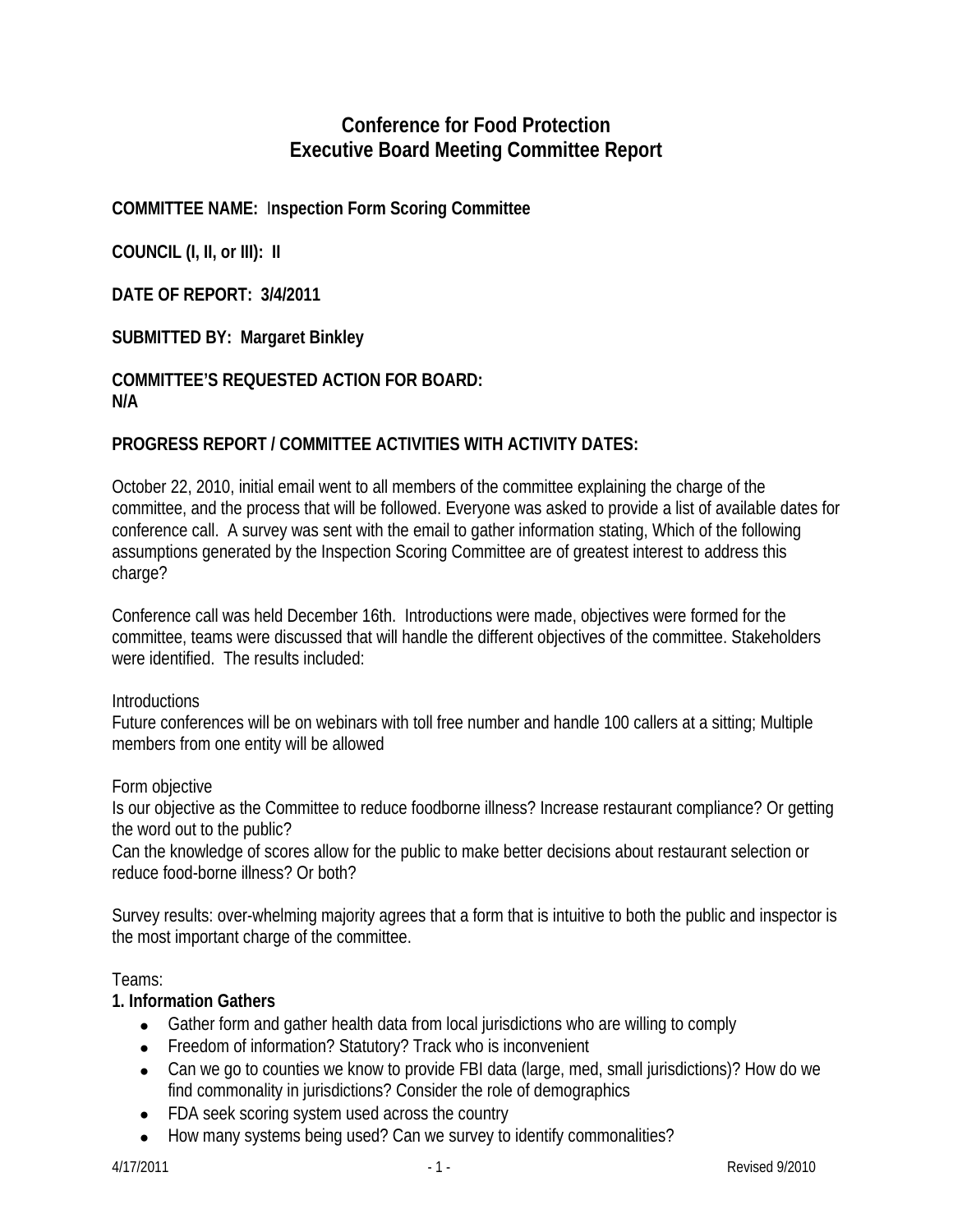# Conference for Food Protection
# Executive Board Meeting Committee Report

**COMMITTEE NAME:** I**nspection Form Scoring Committee**

**COUNCIL (I, II, or III): II**

**DATE OF REPORT: 3/4/2011**

**SUBMITTED BY: Margaret Binkley**

**COMMITTEE'S REQUESTED ACTION FOR BOARD:**
**N/A**

**PROGRESS REPORT / COMMITTEE ACTIVITIES WITH ACTIVITY DATES:**

October 22, 2010, initial email went to all members of the committee explaining the charge of the committee, and the process that will be followed. Everyone was asked to provide a list of available dates for conference call. A survey was sent with the email to gather information stating, Which of the following assumptions generated by the Inspection Scoring Committee are of greatest interest to address this charge?

Conference call was held December 16th. Introductions were made, objectives were formed for the committee, teams were discussed that will handle the different objectives of the committee. Stakeholders were identified. The results included:

Introductions
Future conferences will be on webinars with toll free number and handle 100 callers at a sitting; Multiple members from one entity will be allowed

Form objective
Is our objective as the Committee to reduce foodborne illness? Increase restaurant compliance? Or getting the word out to the public?
Can the knowledge of scores allow for the public to make better decisions about restaurant selection or reduce food-borne illness? Or both?

Survey results: over-whelming majority agrees that a form that is intuitive to both the public and inspector is the most important charge of the committee.

Teams:

**1. Information Gathers**

- Gather form and gather health data from local jurisdictions who are willing to comply
- Freedom of information? Statutory? Track who is inconvenient
- Can we go to counties we know to provide FBI data (large, med, small jurisdictions)? How do we find commonality in jurisdictions? Consider the role of demographics
- FDA seek scoring system used across the country
- How many systems being used? Can we survey to identify commonalities?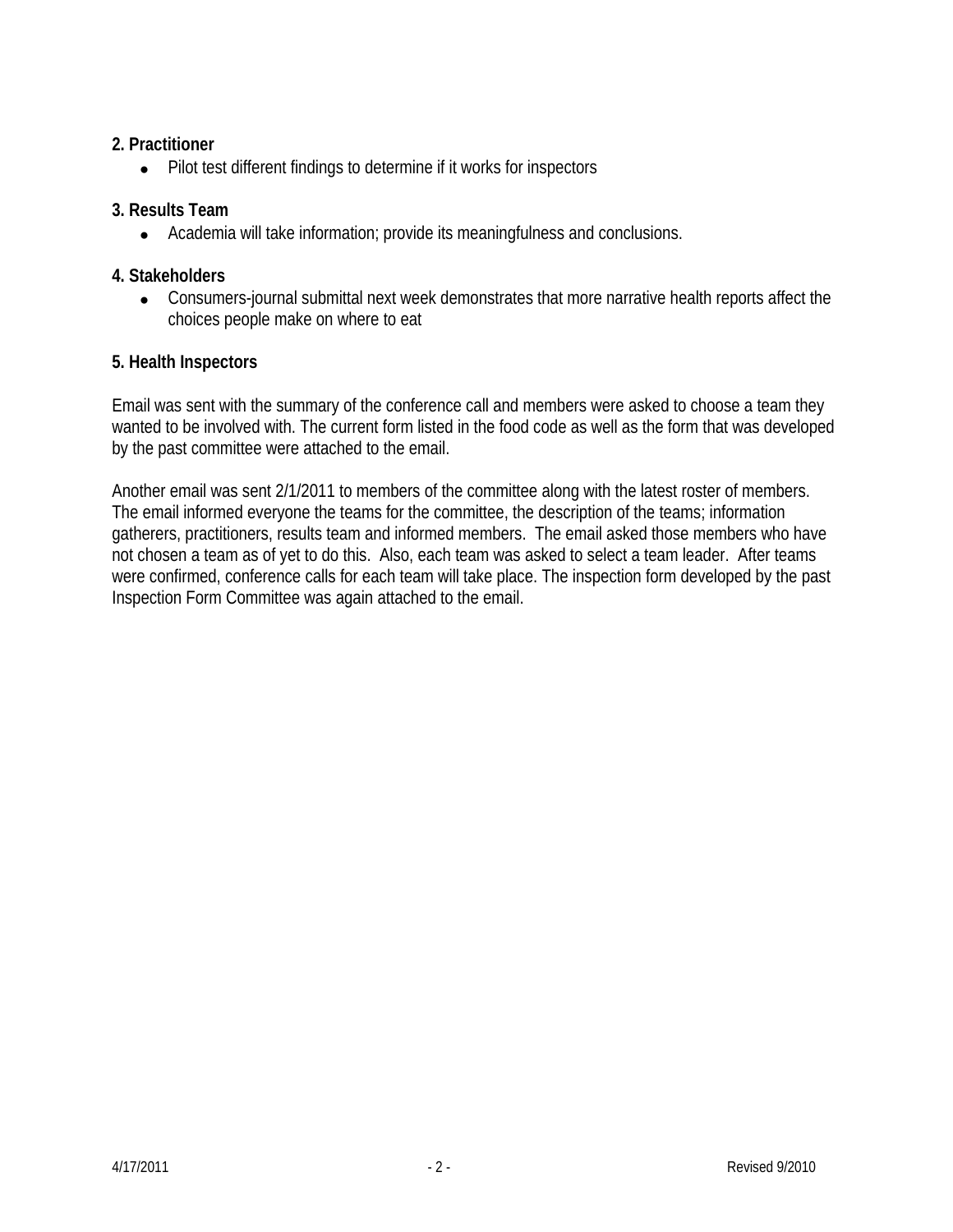**2. Practitioner**

- Pilot test different findings to determine if it works for inspectors

**3. Results Team**

- Academia will take information; provide its meaningfulness and conclusions.

**4. Stakeholders**

- Consumers-journal submittal next week demonstrates that more narrative health reports affect the choices people make on where to eat

**5. Health Inspectors**

Email was sent with the summary of the conference call and members were asked to choose a team they wanted to be involved with. The current form listed in the food code as well as the form that was developed by the past committee were attached to the email.

Another email was sent 2/1/2011 to members of the committee along with the latest roster of members. The email informed everyone the teams for the committee, the description of the teams; information gatherers, practitioners, results team and informed members. The email asked those members who have not chosen a team as of yet to do this. Also, each team was asked to select a team leader. After teams were confirmed, conference calls for each team will take place. The inspection form developed by the past Inspection Form Committee was again attached to the email.